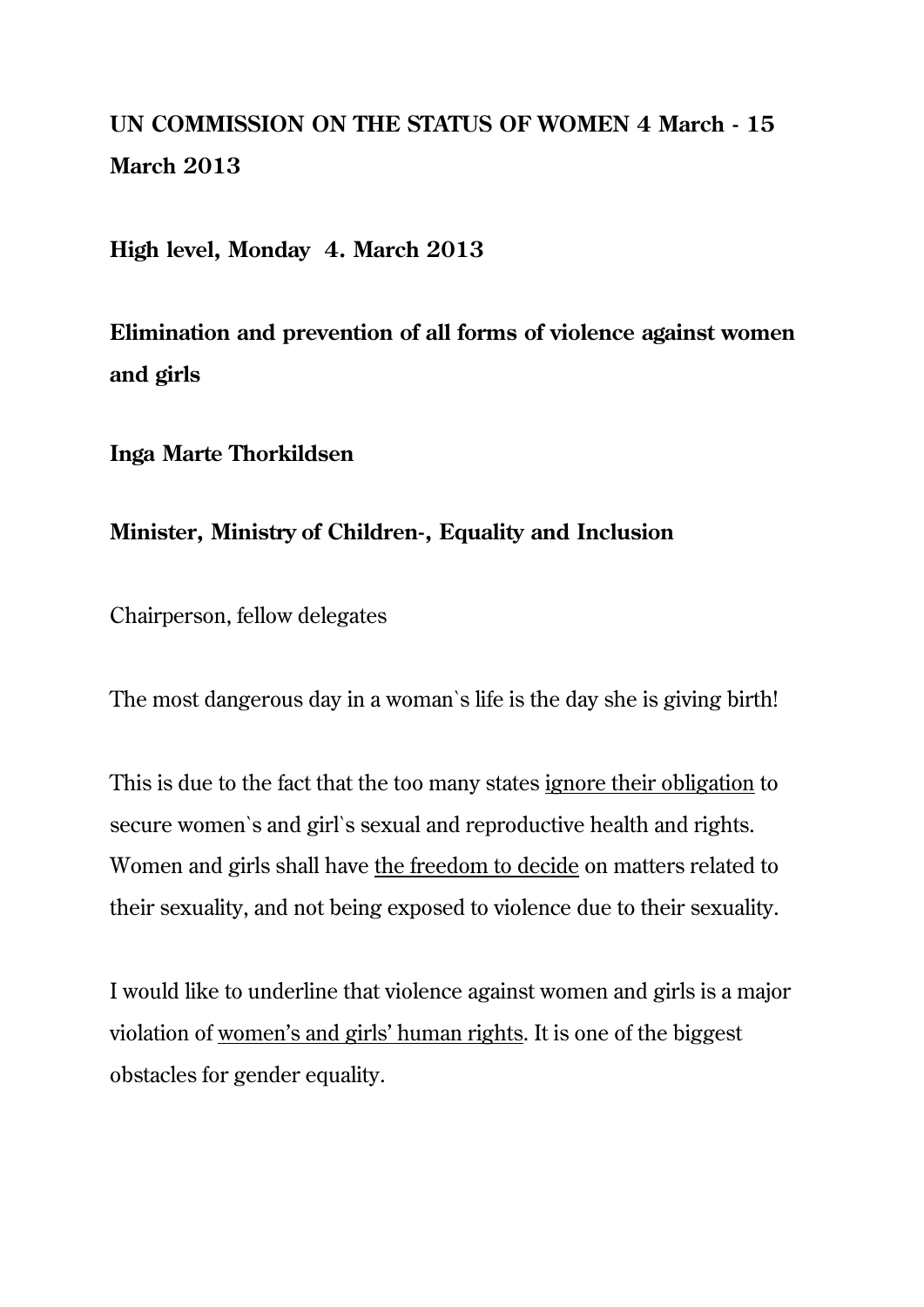**UN COMMISSION ON THE STATUS OF WOMEN 4 March - 15 March 2013**

**High level, Monday 4. March 2013**

**Elimination and prevention of all forms of violence against women and girls**

**Inga Marte Thorkildsen**

**Minister, Ministry of Children-, Equality and Inclusion**

Chairperson, fellow delegates

The most dangerous day in a woman`s life is the day she is giving birth!

This is due to the fact that the too many states <u>ignore their obligation</u> to secure women`s and girl`s sexual and reproductive health and rights. Women and girls shall have <u>the freedom to decide</u> on matters related to their sexuality, and not being exposed to violence due to their sexuality.

I would like to underline that violence against women and girls is a major violation of <u>women's and girls' human rights</u>. It is one of the biggest obstacles for gender equality.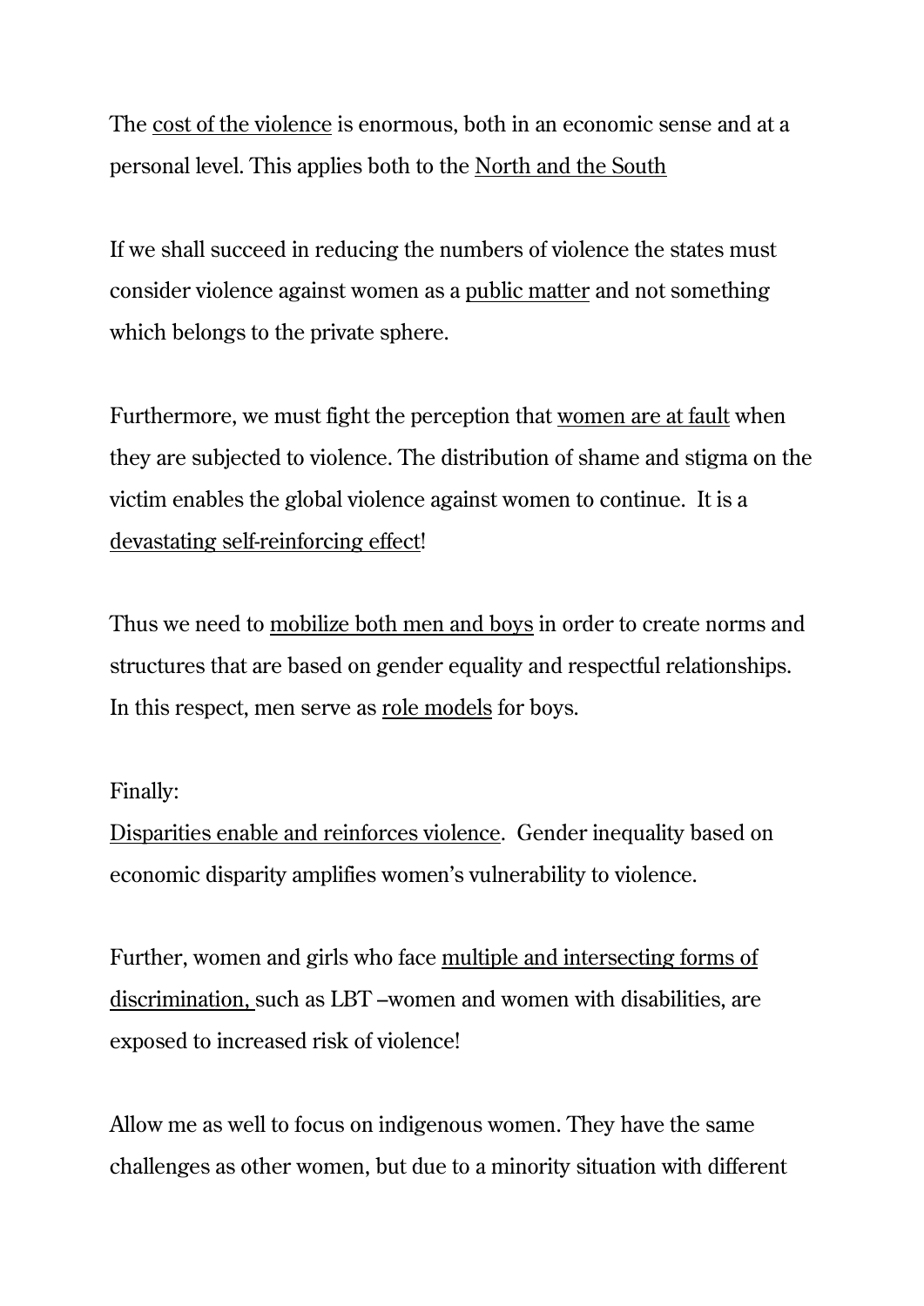The <u>cost of the violence</u> is enormous, both in an economic sense and at a personal level. This applies both to the <u>North and the South</u>

If we shall succeed in reducing the numbers of violence the states must consider violence against women as a <u>public matter</u> and not something which belongs to the private sphere.

Furthermore, we must fight the perception that <u>women are at fault</u> when they are subjected to violence. The distribution of shame and stigma on the victim enables the global violence against women to continue. It is a <u>devastating self-reinforcing effect</u>!

Thus we need to <u>mobilize both men and boys</u> in order to create norms and structures that are based on gender equality and respectful relationships. In this respect, men serve as <u>role models</u> for boys.

Finally:
<u>Disparities enable and reinforces violence</u>. Gender inequality based on economic disparity amplifies women's vulnerability to violence.

Further, women and girls who face <u>multiple and intersecting forms of discrimination,</u> such as LBT –women and women with disabilities, are exposed to increased risk of violence!

Allow me as well to focus on indigenous women. They have the same challenges as other women, but due to a minority situation with different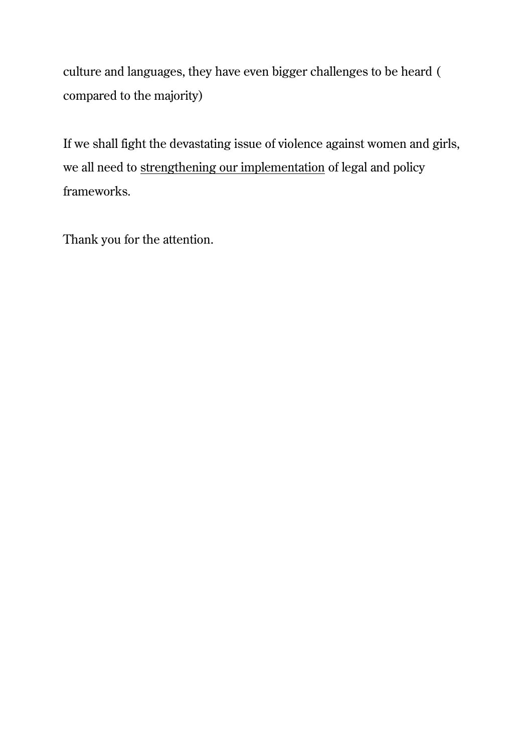culture and languages, they have even bigger challenges to be heard（compared to the majority)

If we shall fight the devastating issue of violence against women and girls, we all need to <u>strengthening our implementation</u> of legal and policy frameworks.

Thank you for the attention.